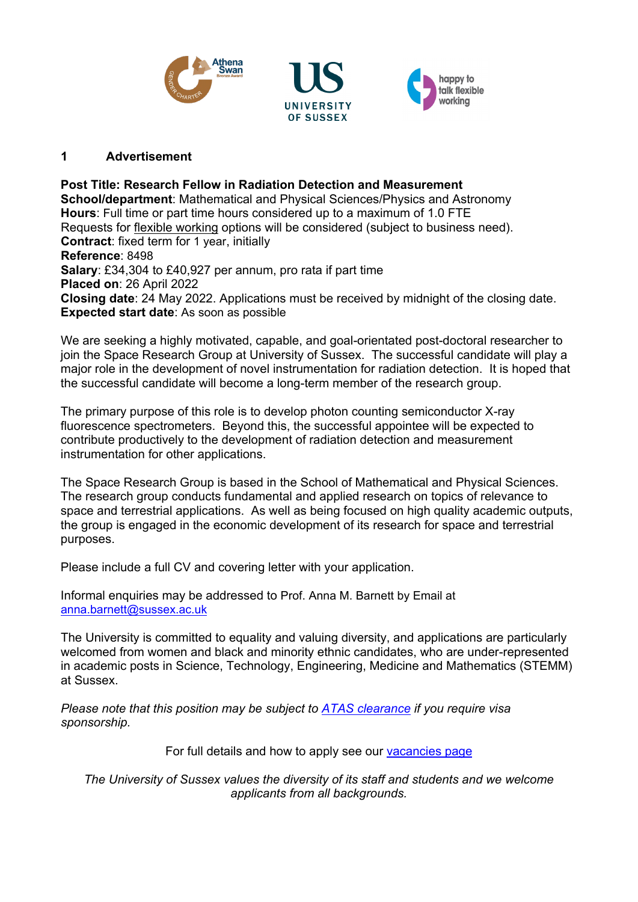## 1 Advertisement

**Post Title: Research Fellow in Radiation Detection and Measurement**
**School/department**: Mathematical and Physical Sciences/Physics and Astronomy
**Hours**: Full time or part time hours considered up to a maximum of 1.0 FTE
Requests for flexible working options will be considered (subject to business need).
**Contract**: fixed term for 1 year, initially
**Reference**: 8498
**Salary**: £34,304 to £40,927 per annum, pro rata if part time
**Placed on**: 26 April 2022
**Closing date**: 24 May 2022. Applications must be received by midnight of the closing date.
**Expected start date**: As soon as possible

We are seeking a highly motivated, capable, and goal-orientated post-doctoral researcher to join the Space Research Group at University of Sussex. The successful candidate will play a major role in the development of novel instrumentation for radiation detection. It is hoped that the successful candidate will become a long-term member of the research group.

The primary purpose of this role is to develop photon counting semiconductor X-ray fluorescence spectrometers. Beyond this, the successful appointee will be expected to contribute productively to the development of radiation detection and measurement instrumentation for other applications.

The Space Research Group is based in the School of Mathematical and Physical Sciences. The research group conducts fundamental and applied research on topics of relevance to space and terrestrial applications. As well as being focused on high quality academic outputs, the group is engaged in the economic development of its research for space and terrestrial purposes.

Please include a full CV and covering letter with your application.

Informal enquiries may be addressed to Prof. Anna M. Barnett by Email at anna.barnett@sussex.ac.uk

The University is committed to equality and valuing diversity, and applications are particularly welcomed from women and black and minority ethnic candidates, who are under-represented in academic posts in Science, Technology, Engineering, Medicine and Mathematics (STEMM) at Sussex.

*Please note that this position may be subject to ATAS clearance if you require visa sponsorship.*

For full details and how to apply see our vacancies page

*The University of Sussex values the diversity of its staff and students and we welcome applicants from all backgrounds.*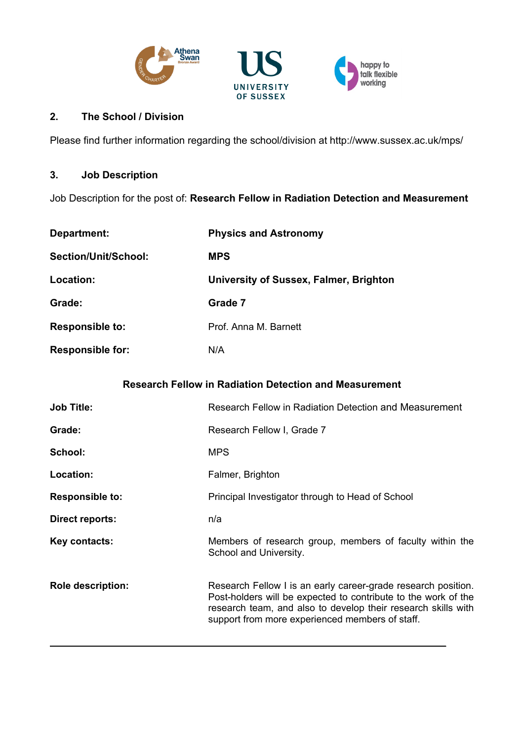## 2. The School / Division

Please find further information regarding the school/division at http://www.sussex.ac.uk/mps/

## 3. Job Description

Job Description for the post of: **Research Fellow in Radiation Detection and Measurement**

| | |
|---|---|
| **Department:** | **Physics and Astronomy** |
| **Section/Unit/School:** | **MPS** |
| **Location:** | **University of Sussex, Falmer, Brighton** |
| **Grade:** | **Grade 7** |
| **Responsible to:** | Prof. Anna M. Barnett |
| **Responsible for:** | N/A |

**Research Fellow in Radiation Detection and Measurement**

| | |
|---|---|
| **Job Title:** | Research Fellow in Radiation Detection and Measurement |
| **Grade:** | Research Fellow I, Grade 7 |
| **School:** | MPS |
| **Location:** | Falmer, Brighton |
| **Responsible to:** | Principal Investigator through to Head of School |
| **Direct reports:** | n/a |
| **Key contacts:** | Members of research group, members of faculty within the School and University. |
| **Role description:** | Research Fellow I is an early career-grade research position. Post-holders will be expected to contribute to the work of the research team, and also to develop their research skills with support from more experienced members of staff. |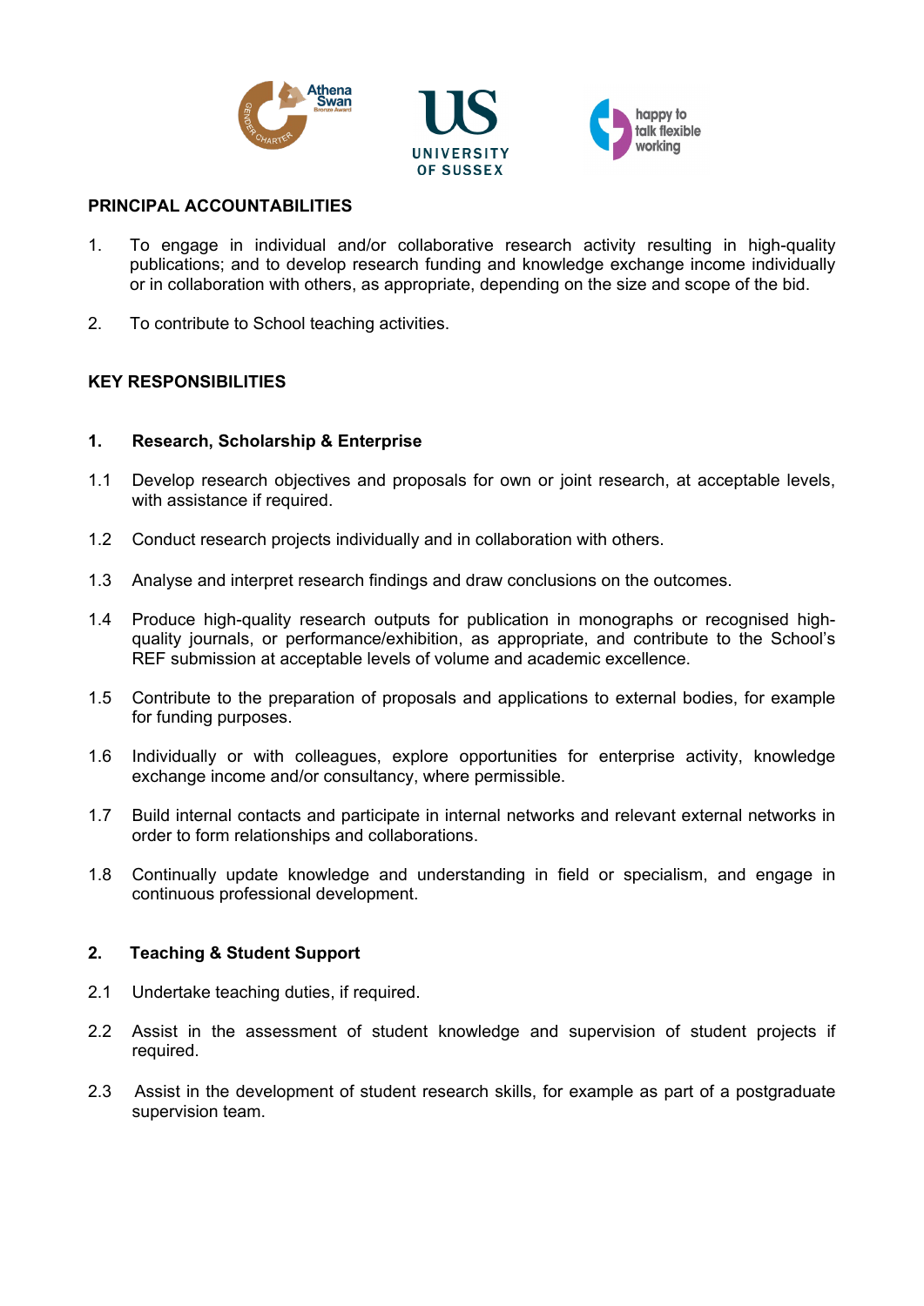## PRINCIPAL ACCOUNTABILITIES

1. To engage in individual and/or collaborative research activity resulting in high-quality publications; and to develop research funding and knowledge exchange income individually or in collaboration with others, as appropriate, depending on the size and scope of the bid.

2. To contribute to School teaching activities.

## KEY RESPONSIBILITIES

### 1. Research, Scholarship & Enterprise

1.1 Develop research objectives and proposals for own or joint research, at acceptable levels, with assistance if required.

1.2 Conduct research projects individually and in collaboration with others.

1.3 Analyse and interpret research findings and draw conclusions on the outcomes.

1.4 Produce high-quality research outputs for publication in monographs or recognised high-quality journals, or performance/exhibition, as appropriate, and contribute to the School's REF submission at acceptable levels of volume and academic excellence.

1.5 Contribute to the preparation of proposals and applications to external bodies, for example for funding purposes.

1.6 Individually or with colleagues, explore opportunities for enterprise activity, knowledge exchange income and/or consultancy, where permissible.

1.7 Build internal contacts and participate in internal networks and relevant external networks in order to form relationships and collaborations.

1.8 Continually update knowledge and understanding in field or specialism, and engage in continuous professional development.

### 2. Teaching & Student Support

2.1 Undertake teaching duties, if required.

2.2 Assist in the assessment of student knowledge and supervision of student projects if required.

2.3 Assist in the development of student research skills, for example as part of a postgraduate supervision team.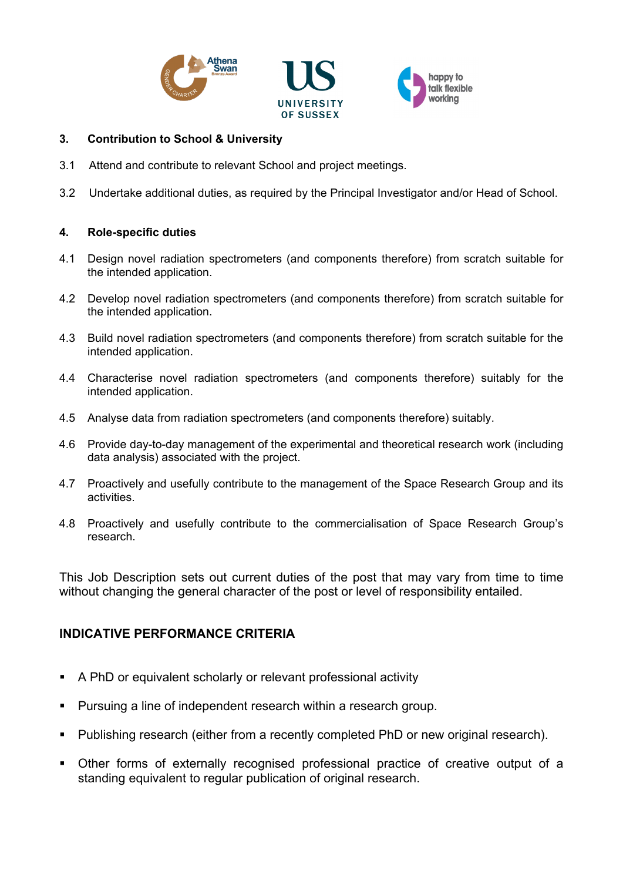### 3. Contribution to School & University

3.1 Attend and contribute to relevant School and project meetings.

3.2 Undertake additional duties, as required by the Principal Investigator and/or Head of School.

### 4. Role-specific duties

4.1 Design novel radiation spectrometers (and components therefore) from scratch suitable for the intended application.

4.2 Develop novel radiation spectrometers (and components therefore) from scratch suitable for the intended application.

4.3 Build novel radiation spectrometers (and components therefore) from scratch suitable for the intended application.

4.4 Characterise novel radiation spectrometers (and components therefore) suitably for the intended application.

4.5 Analyse data from radiation spectrometers (and components therefore) suitably.

4.6 Provide day-to-day management of the experimental and theoretical research work (including data analysis) associated with the project.

4.7 Proactively and usefully contribute to the management of the Space Research Group and its activities.

4.8 Proactively and usefully contribute to the commercialisation of Space Research Group's research.

This Job Description sets out current duties of the post that may vary from time to time without changing the general character of the post or level of responsibility entailed.

## INDICATIVE PERFORMANCE CRITERIA

- A PhD or equivalent scholarly or relevant professional activity
- Pursuing a line of independent research within a research group.
- Publishing research (either from a recently completed PhD or new original research).
- Other forms of externally recognised professional practice of creative output of a standing equivalent to regular publication of original research.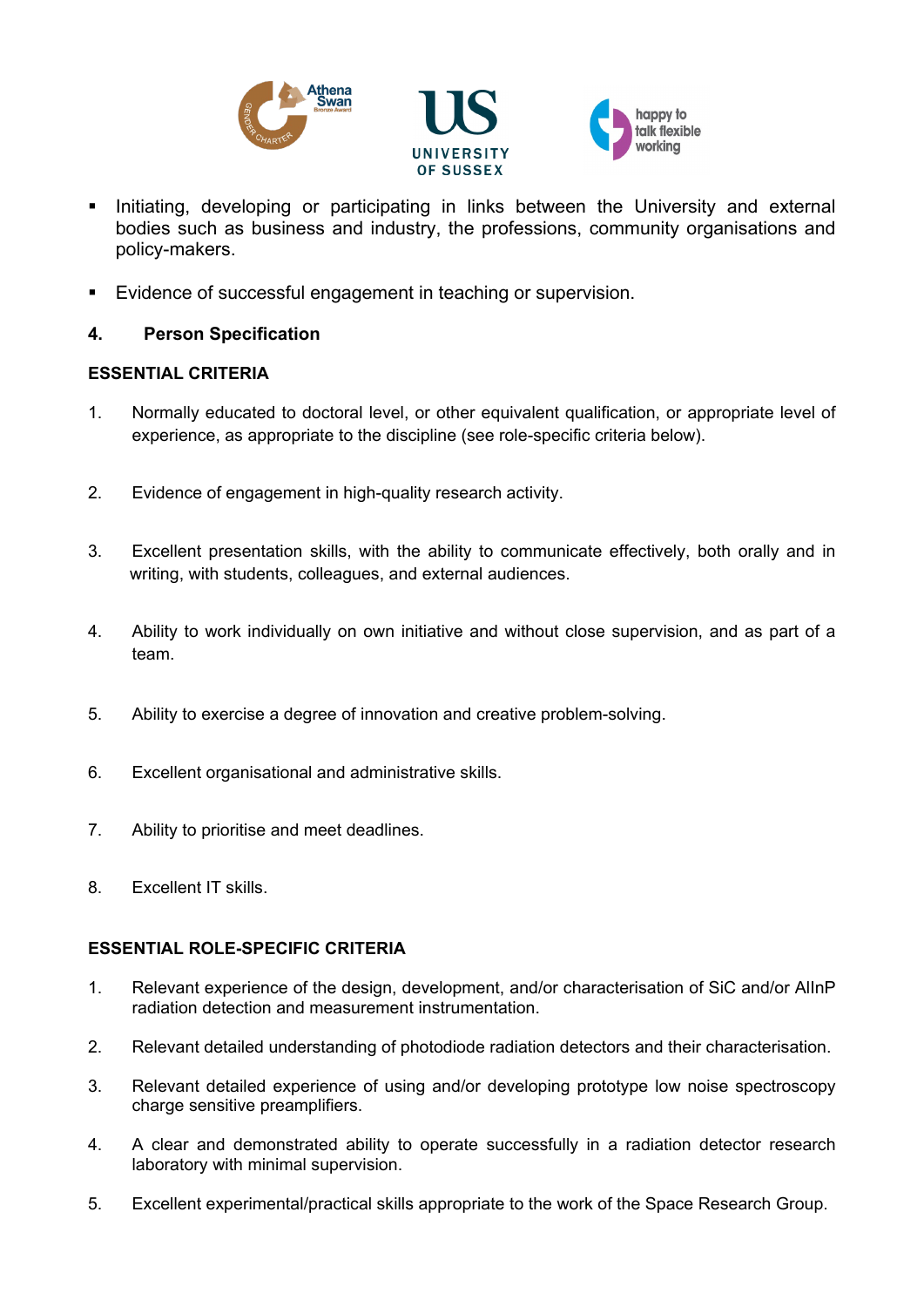- Initiating, developing or participating in links between the University and external bodies such as business and industry, the professions, community organisations and policy-makers.

- Evidence of successful engagement in teaching or supervision.

## 4. Person Specification

### ESSENTIAL CRITERIA

1. Normally educated to doctoral level, or other equivalent qualification, or appropriate level of experience, as appropriate to the discipline (see role-specific criteria below).

2. Evidence of engagement in high-quality research activity.

3. Excellent presentation skills, with the ability to communicate effectively, both orally and in writing, with students, colleagues, and external audiences.

4. Ability to work individually on own initiative and without close supervision, and as part of a team.

5. Ability to exercise a degree of innovation and creative problem-solving.

6. Excellent organisational and administrative skills.

7. Ability to prioritise and meet deadlines.

8. Excellent IT skills.

### ESSENTIAL ROLE-SPECIFIC CRITERIA

1. Relevant experience of the design, development, and/or characterisation of SiC and/or AlInP radiation detection and measurement instrumentation.

2. Relevant detailed understanding of photodiode radiation detectors and their characterisation.

3. Relevant detailed experience of using and/or developing prototype low noise spectroscopy charge sensitive preamplifiers.

4. A clear and demonstrated ability to operate successfully in a radiation detector research laboratory with minimal supervision.

5. Excellent experimental/practical skills appropriate to the work of the Space Research Group.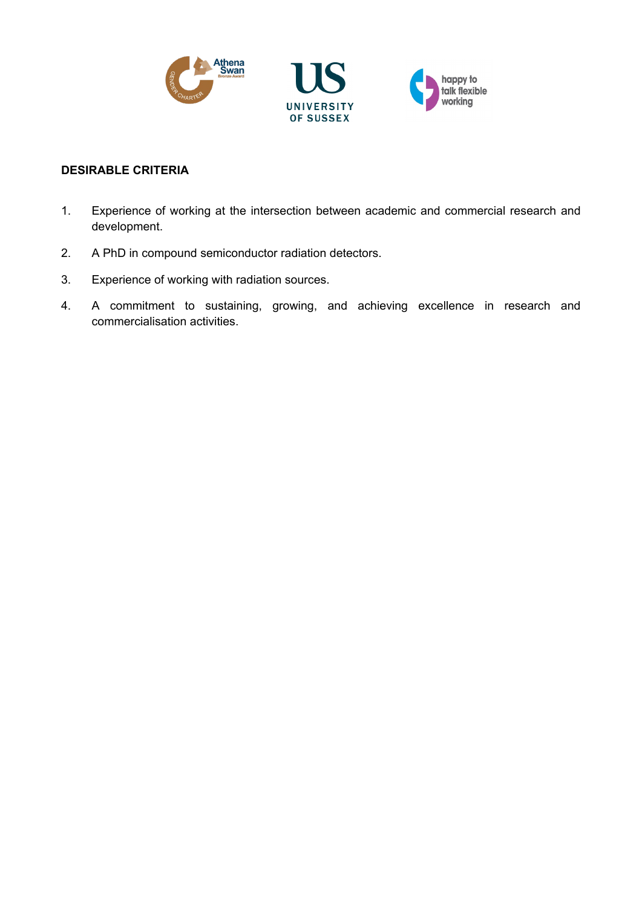**DESIRABLE CRITERIA**

1. Experience of working at the intersection between academic and commercial research and development.

2. A PhD in compound semiconductor radiation detectors.

3. Experience of working with radiation sources.

4. A commitment to sustaining, growing, and achieving excellence in research and commercialisation activities.